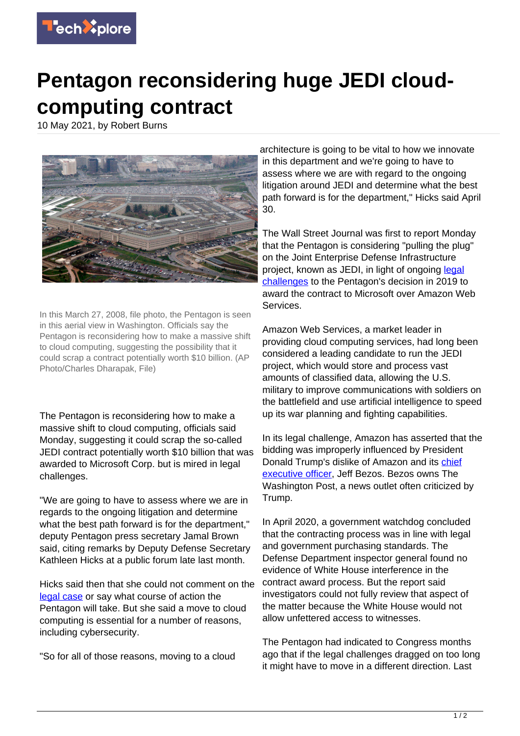# Pentagon reconsidering huge JEDI cloud-computing contract

10 May 2021, by Robert Burns

In this March 27, 2008, file photo, the Pentagon is seen in this aerial view in Washington. Officials say the Pentagon is reconsidering how to make a massive shift to cloud computing, suggesting the possibility that it could scrap a contract potentially worth $10 billion. (AP Photo/Charles Dharapak, File)

The Pentagon is reconsidering how to make a massive shift to cloud computing, officials said Monday, suggesting it could scrap the so-called JEDI contract potentially worth $10 billion that was awarded to Microsoft Corp. but is mired in legal challenges.

"We are going to have to assess where we are in regards to the ongoing litigation and determine what the best path forward is for the department," deputy Pentagon press secretary Jamal Brown said, citing remarks by Deputy Defense Secretary Kathleen Hicks at a public forum late last month.

Hicks said then that she could not comment on the legal case or say what course of action the Pentagon will take. But she said a move to cloud computing is essential for a number of reasons, including cybersecurity.

"So for all of those reasons, moving to a cloud architecture is going to be vital to how we innovate in this department and we're going to have to assess where we are with regard to the ongoing litigation around JEDI and determine what the best path forward is for the department," Hicks said April 30.

The Wall Street Journal was first to report Monday that the Pentagon is considering "pulling the plug" on the Joint Enterprise Defense Infrastructure project, known as JEDI, in light of ongoing legal challenges to the Pentagon's decision in 2019 to award the contract to Microsoft over Amazon Web Services.

Amazon Web Services, a market leader in providing cloud computing services, had long been considered a leading candidate to run the JEDI project, which would store and process vast amounts of classified data, allowing the U.S. military to improve communications with soldiers on the battlefield and use artificial intelligence to speed up its war planning and fighting capabilities.

In its legal challenge, Amazon has asserted that the bidding was improperly influenced by President Donald Trump's dislike of Amazon and its chief executive officer, Jeff Bezos. Bezos owns The Washington Post, a news outlet often criticized by Trump.

In April 2020, a government watchdog concluded that the contracting process was in line with legal and government purchasing standards. The Defense Department inspector general found no evidence of White House interference in the contract award process. But the report said investigators could not fully review that aspect of the matter because the White House would not allow unfettered access to witnesses.

The Pentagon had indicated to Congress months ago that if the legal challenges dragged on too long it might have to move in a different direction. Last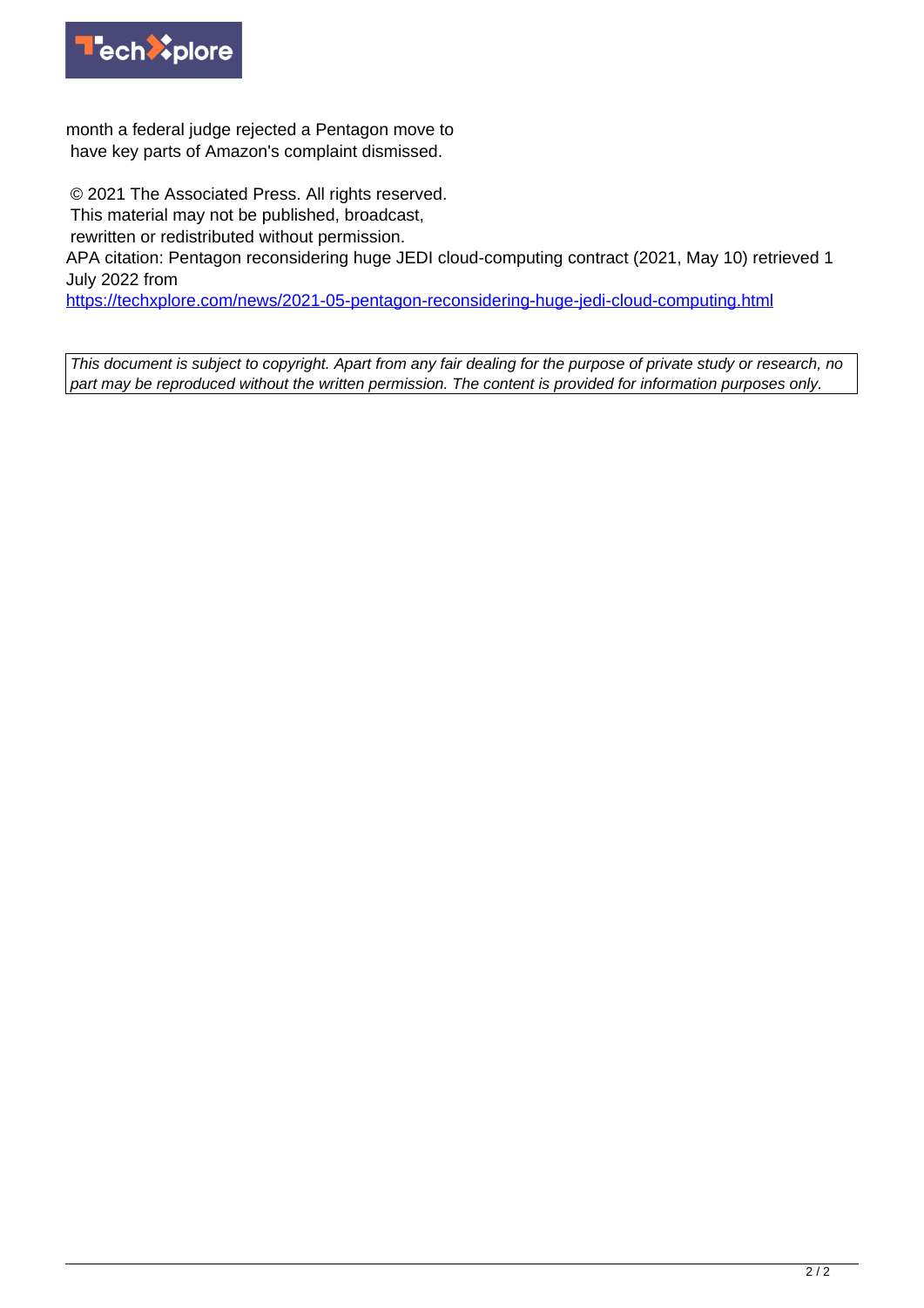month a federal judge rejected a Pentagon move to have key parts of Amazon's complaint dismissed.

© 2021 The Associated Press. All rights reserved.
This material may not be published, broadcast, rewritten or redistributed without permission.

APA citation: Pentagon reconsidering huge JEDI cloud-computing contract (2021, May 10) retrieved 1 July 2022 from https://techxplore.com/news/2021-05-pentagon-reconsidering-huge-jedi-cloud-computing.html

*This document is subject to copyright. Apart from any fair dealing for the purpose of private study or research, no part may be reproduced without the written permission. The content is provided for information purposes only.*